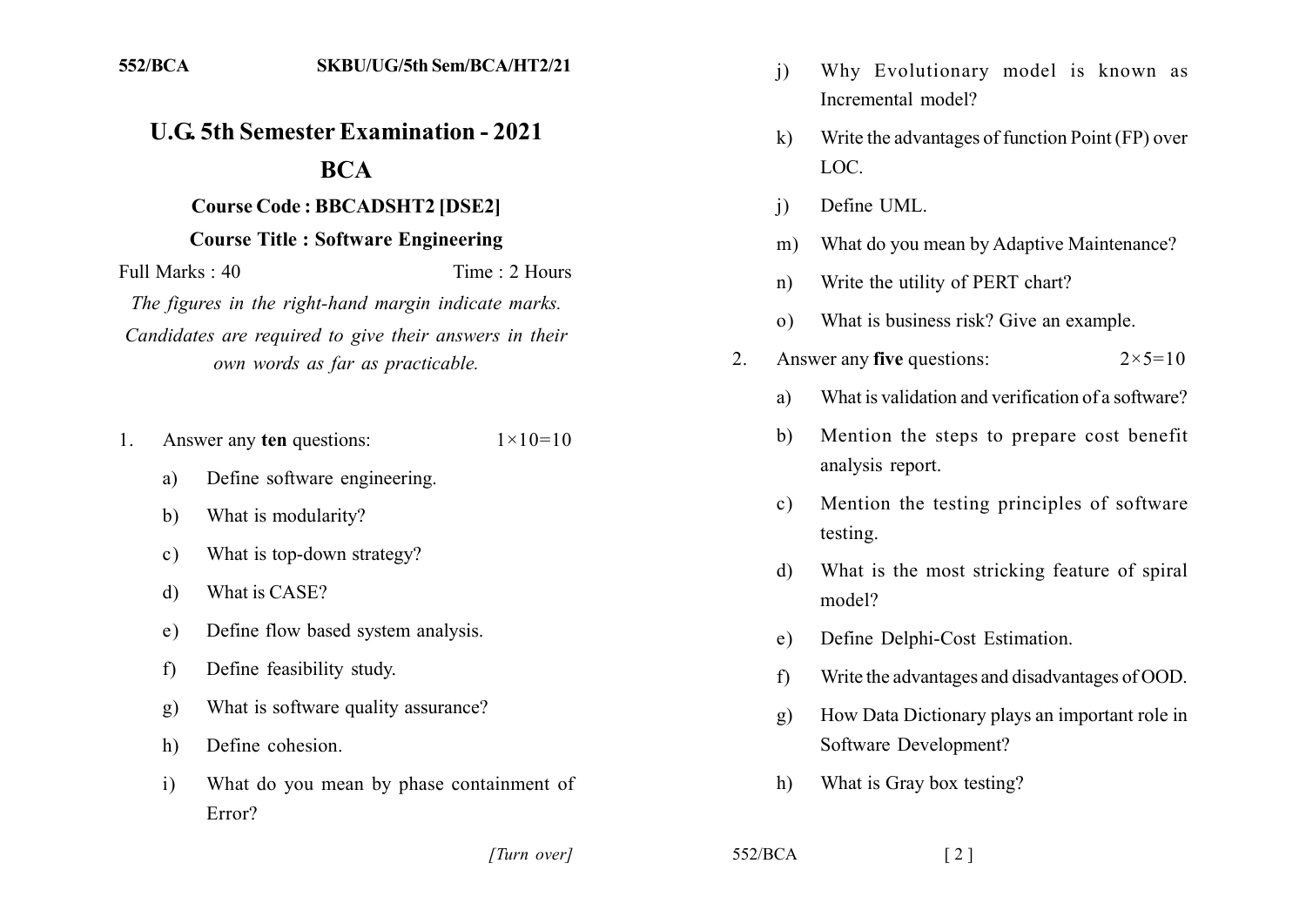552/BCA SKBU/UG/5th Sem/BCA/HT2/21

# U.G. 5th Semester Examination - 2021

## BCA

### Course Code : BBCADSHT2 [DSE2]

### Course Title : Software Engineering

Full Marks : 40 Time : 2 Hours

*The figures in the right-hand margin indicate marks. Candidates are required to give their answers in their own words as far as practicable.*

1. Answer any **ten** questions: $1 \times 10 = 10$

   a) Define software engineering.

   b) What is modularity?

   c) What is top-down strategy?

   d) What is CASE?

   e) Define flow based system analysis.

   f) Define feasibility study.

   g) What is software quality assurance?

   h) Define cohesion.

   i) What do you mean by phase containment of Error?

   j) Why Evolutionary model is known as Incremental model?

   k) Write the advantages of function Point (FP) over LOC.

   j) Define UML.

   m) What do you mean by Adaptive Maintenance?

   n) Write the utility of PERT chart?

   o) What is business risk? Give an example.

2. Answer any **five** questions: $2 \times 5 = 10$

   a) What is validation and verification of a software?

   b) Mention the steps to prepare cost benefit analysis report.

   c) Mention the testing principles of software testing.

   d) What is the most stricking feature of spiral model?

   e) Define Delphi-Cost Estimation.

   f) Write the advantages and disadvantages of OOD.

   g) How Data Dictionary plays an important role in Software Development?

   h) What is Gray box testing?

*[Turn over]*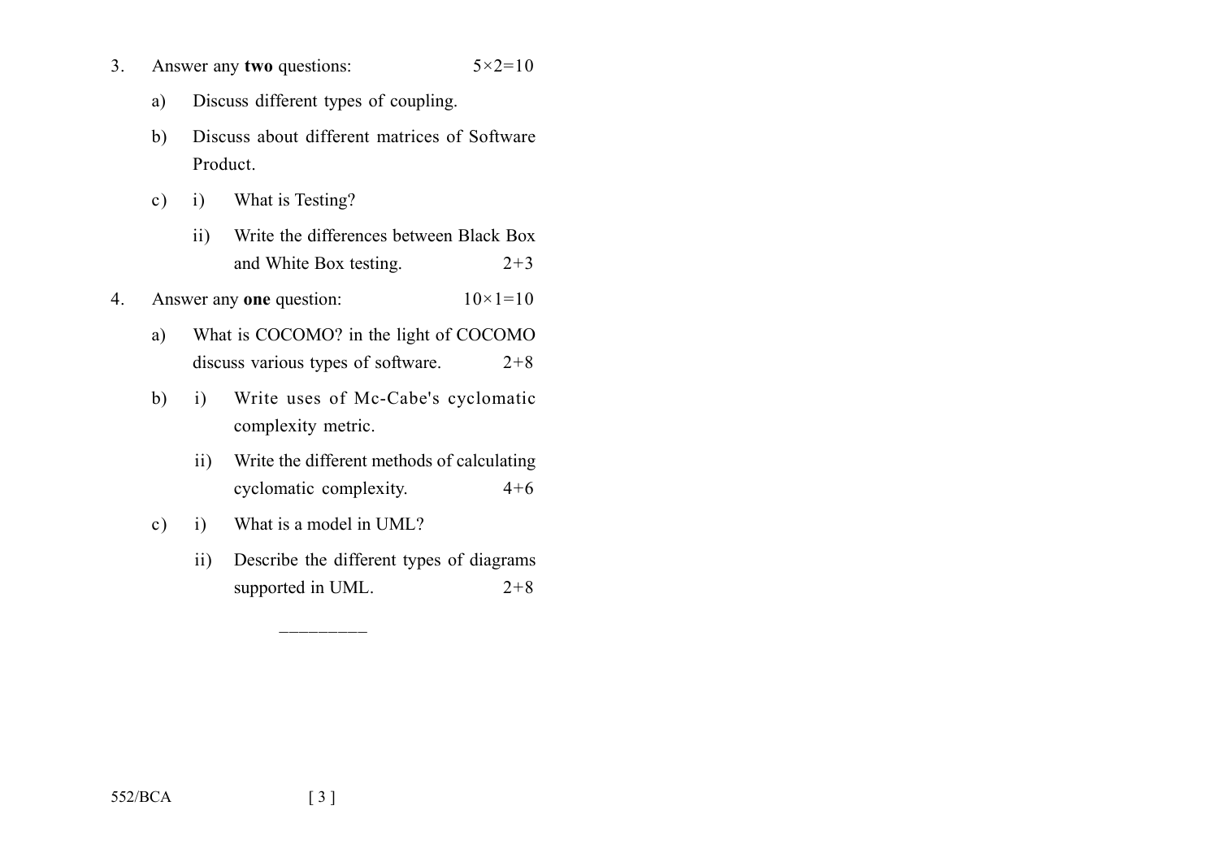3. Answer any **two** questions: 5×2=10

 a) Discuss different types of coupling.

 b) Discuss about different matrices of Software Product.

 c) i) What is Testing?

  ii) Write the differences between Black Box and White Box testing. 2+3

4. Answer any **one** question: 10×1=10

 a) What is COCOMO? in the light of COCOMO discuss various types of software. 2+8

 b) i) Write uses of Mc-Cabe's cyclomatic complexity metric.

  ii) Write the different methods of calculating cyclomatic complexity. 4+6

 c) i) What is a model in UML?

  ii) Describe the different types of diagrams supported in UML. 2+8

---